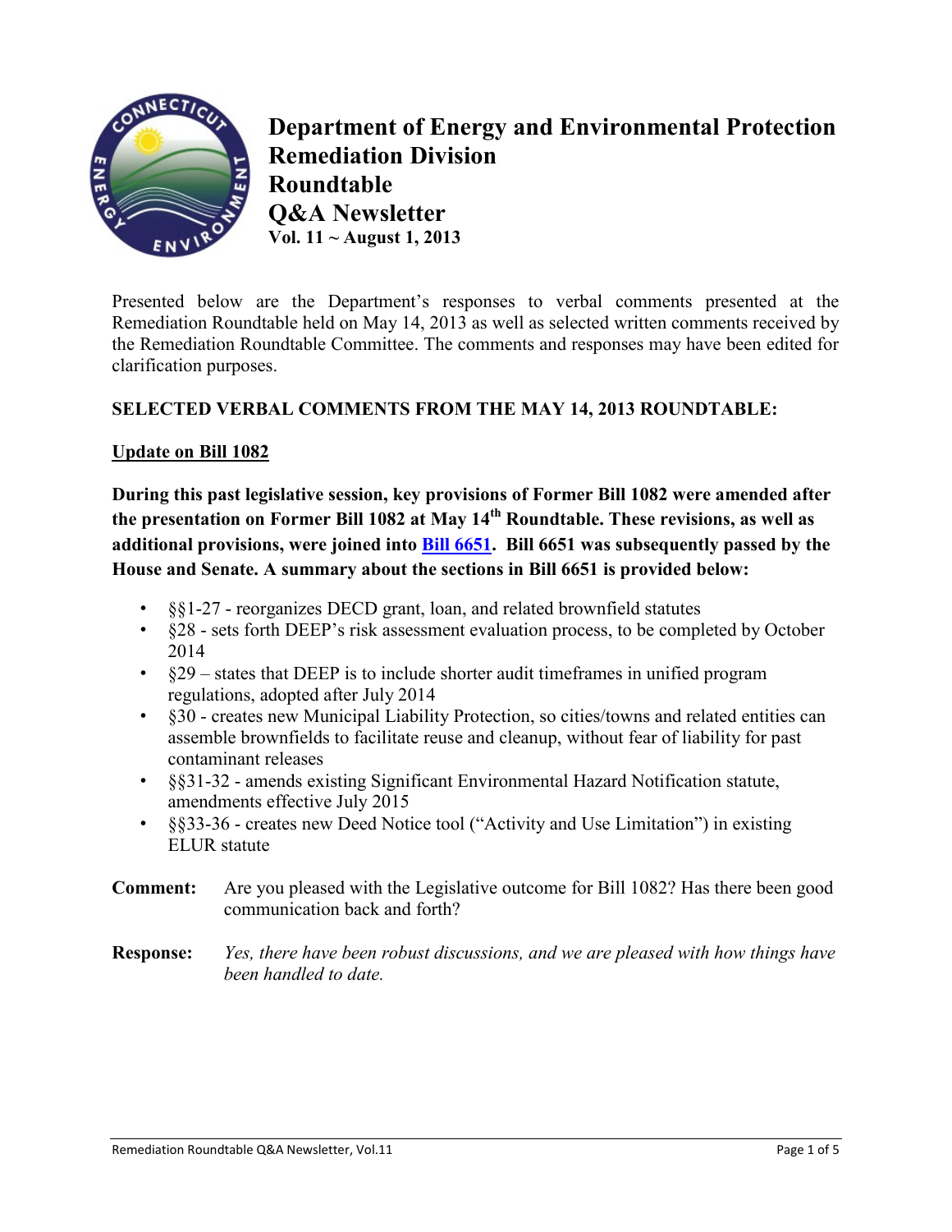# Department of Energy and Environmental Protection
# Remediation Division
# Roundtable
# Q&A Newsletter
**Vol. 11 ~ August 1, 2013**

Presented below are the Department's responses to verbal comments presented at the Remediation Roundtable held on May 14, 2013 as well as selected written comments received by the Remediation Roundtable Committee. The comments and responses may have been edited for clarification purposes.

## SELECTED VERBAL COMMENTS FROM THE MAY 14, 2013 ROUNDTABLE:

### Update on Bill 1082

**During this past legislative session, key provisions of Former Bill 1082 were amended after the presentation on Former Bill 1082 at May 14th Roundtable. These revisions, as well as additional provisions, were joined into Bill 6651. Bill 6651 was subsequently passed by the House and Senate. A summary about the sections in Bill 6651 is provided below:**

- §§1-27 - reorganizes DECD grant, loan, and related brownfield statutes
- §28 - sets forth DEEP's risk assessment evaluation process, to be completed by October 2014
- §29 – states that DEEP is to include shorter audit timeframes in unified program regulations, adopted after July 2014
- §30 - creates new Municipal Liability Protection, so cities/towns and related entities can assemble brownfields to facilitate reuse and cleanup, without fear of liability for past contaminant releases
- §§31-32 - amends existing Significant Environmental Hazard Notification statute, amendments effective July 2015
- §§33-36 - creates new Deed Notice tool ("Activity and Use Limitation") in existing ELUR statute

**Comment:** Are you pleased with the Legislative outcome for Bill 1082? Has there been good communication back and forth?

**Response:** *Yes, there have been robust discussions, and we are pleased with how things have been handled to date.*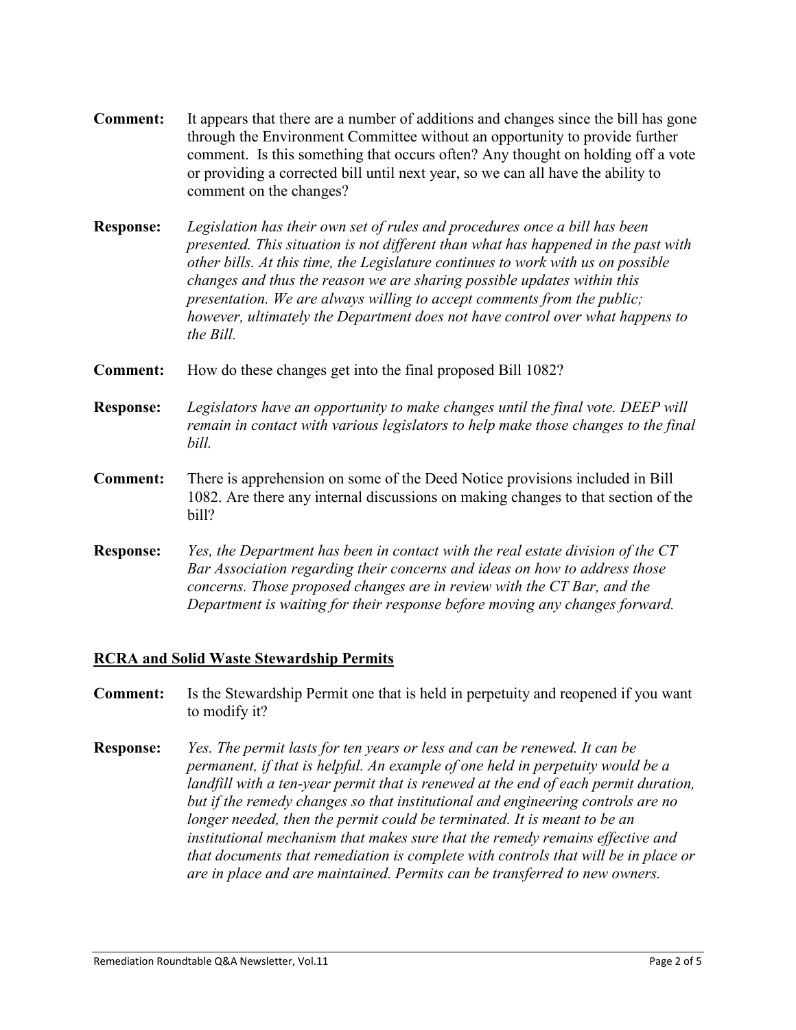**Comment:** It appears that there are a number of additions and changes since the bill has gone through the Environment Committee without an opportunity to provide further comment. Is this something that occurs often? Any thought on holding off a vote or providing a corrected bill until next year, so we can all have the ability to comment on the changes?

**Response:** *Legislation has their own set of rules and procedures once a bill has been presented. This situation is not different than what has happened in the past with other bills. At this time, the Legislature continues to work with us on possible changes and thus the reason we are sharing possible updates within this presentation. We are always willing to accept comments from the public; however, ultimately the Department does not have control over what happens to the Bill.*

**Comment:** How do these changes get into the final proposed Bill 1082?

**Response:** *Legislators have an opportunity to make changes until the final vote. DEEP will remain in contact with various legislators to help make those changes to the final bill.*

**Comment:** There is apprehension on some of the Deed Notice provisions included in Bill 1082. Are there any internal discussions on making changes to that section of the bill?

**Response:** *Yes, the Department has been in contact with the real estate division of the CT Bar Association regarding their concerns and ideas on how to address those concerns. Those proposed changes are in review with the CT Bar, and the Department is waiting for their response before moving any changes forward.*

## RCRA and Solid Waste Stewardship Permits

**Comment:** Is the Stewardship Permit one that is held in perpetuity and reopened if you want to modify it?

**Response:** *Yes. The permit lasts for ten years or less and can be renewed. It can be permanent, if that is helpful. An example of one held in perpetuity would be a landfill with a ten-year permit that is renewed at the end of each permit duration, but if the remedy changes so that institutional and engineering controls are no longer needed, then the permit could be terminated. It is meant to be an institutional mechanism that makes sure that the remedy remains effective and that documents that remediation is complete with controls that will be in place or are in place and are maintained. Permits can be transferred to new owners.*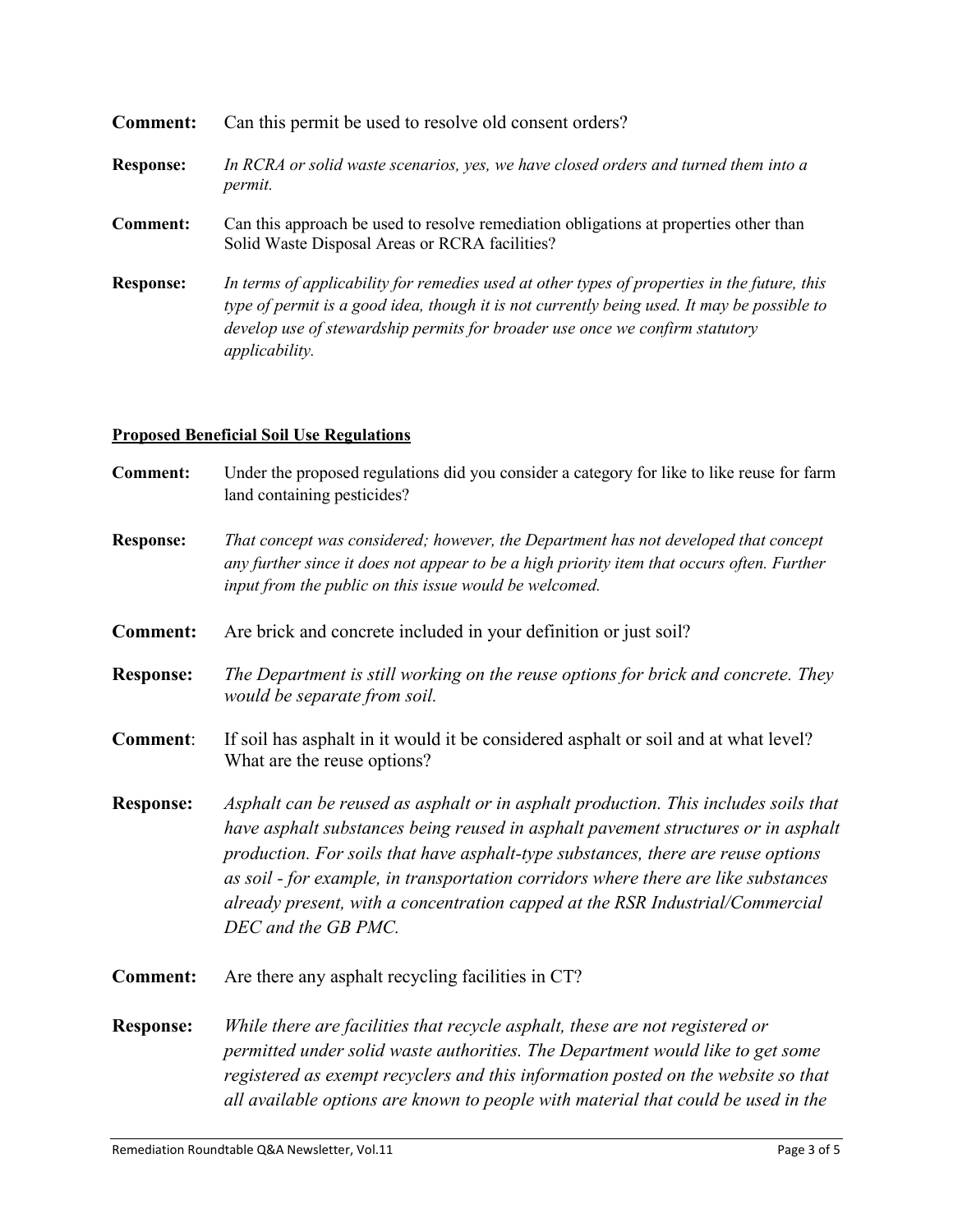**Comment:** Can this permit be used to resolve old consent orders?

**Response:** *In RCRA or solid waste scenarios, yes, we have closed orders and turned them into a permit.*

**Comment:** Can this approach be used to resolve remediation obligations at properties other than Solid Waste Disposal Areas or RCRA facilities?

**Response:** *In terms of applicability for remedies used at other types of properties in the future, this type of permit is a good idea, though it is not currently being used. It may be possible to develop use of stewardship permits for broader use once we confirm statutory applicability.*

## Proposed Beneficial Soil Use Regulations

**Comment:** Under the proposed regulations did you consider a category for like to like reuse for farm land containing pesticides?

**Response:** *That concept was considered; however, the Department has not developed that concept any further since it does not appear to be a high priority item that occurs often. Further input from the public on this issue would be welcomed.*

**Comment:** Are brick and concrete included in your definition or just soil?

**Response:** *The Department is still working on the reuse options for brick and concrete. They would be separate from soil.*

**Comment**: If soil has asphalt in it would it be considered asphalt or soil and at what level? What are the reuse options?

**Response:** *Asphalt can be reused as asphalt or in asphalt production. This includes soils that have asphalt substances being reused in asphalt pavement structures or in asphalt production. For soils that have asphalt-type substances, there are reuse options as soil - for example, in transportation corridors where there are like substances already present, with a concentration capped at the RSR Industrial/Commercial DEC and the GB PMC.*

**Comment:** Are there any asphalt recycling facilities in CT?

**Response:** *While there are facilities that recycle asphalt, these are not registered or permitted under solid waste authorities. The Department would like to get some registered as exempt recyclers and this information posted on the website so that all available options are known to people with material that could be used in the*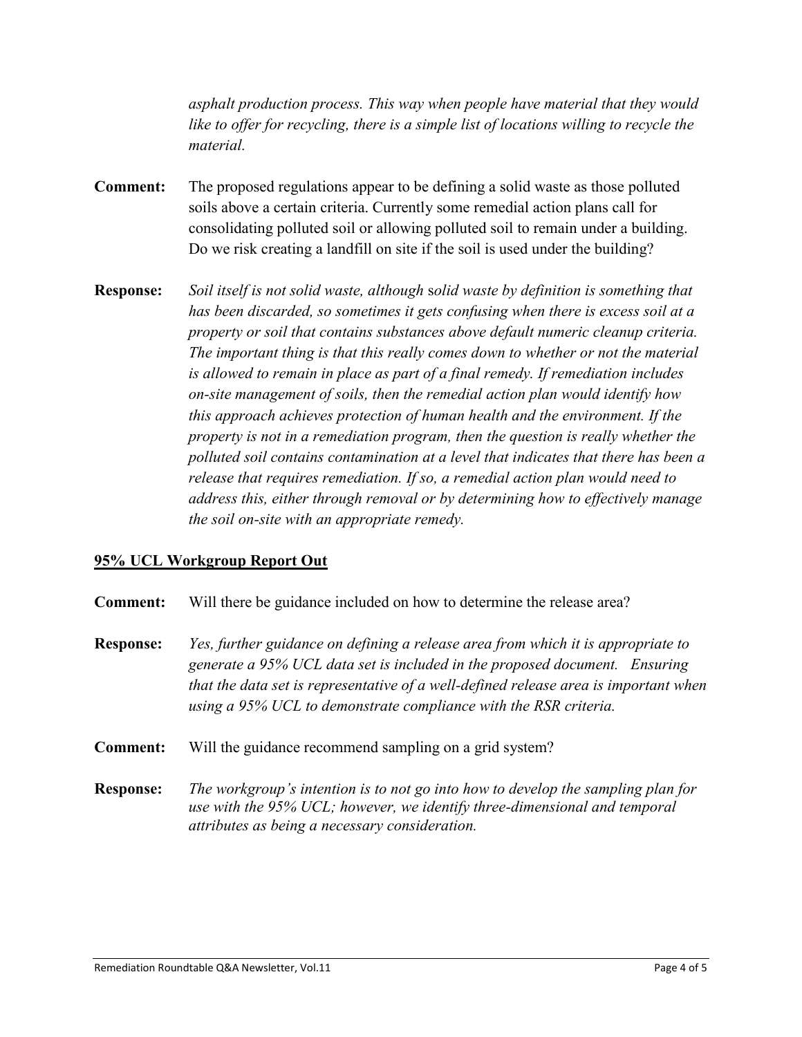*asphalt production process. This way when people have material that they would like to offer for recycling, there is a simple list of locations willing to recycle the material.*

**Comment:** The proposed regulations appear to be defining a solid waste as those polluted soils above a certain criteria. Currently some remedial action plans call for consolidating polluted soil or allowing polluted soil to remain under a building. Do we risk creating a landfill on site if the soil is used under the building?

**Response:** *Soil itself is not solid waste, although* solid waste *by definition is something that has been discarded, so sometimes it gets confusing when there is excess soil at a property or soil that contains substances above default numeric cleanup criteria. The important thing is that this really comes down to whether or not the material is allowed to remain in place as part of a final remedy. If remediation includes on-site management of soils, then the remedial action plan would identify how this approach achieves protection of human health and the environment. If the property is not in a remediation program, then the question is really whether the polluted soil contains contamination at a level that indicates that there has been a release that requires remediation. If so, a remedial action plan would need to address this, either through removal or by determining how to effectively manage the soil on-site with an appropriate remedy.*

## 95% UCL Workgroup Report Out

**Comment:** Will there be guidance included on how to determine the release area?

**Response:** *Yes, further guidance on defining a release area from which it is appropriate to generate a 95% UCL data set is included in the proposed document. Ensuring that the data set is representative of a well-defined release area is important when using a 95% UCL to demonstrate compliance with the RSR criteria.*

**Comment:** Will the guidance recommend sampling on a grid system?

**Response:** *The workgroup's intention is to not go into how to develop the sampling plan for use with the 95% UCL; however, we identify three-dimensional and temporal attributes as being a necessary consideration.*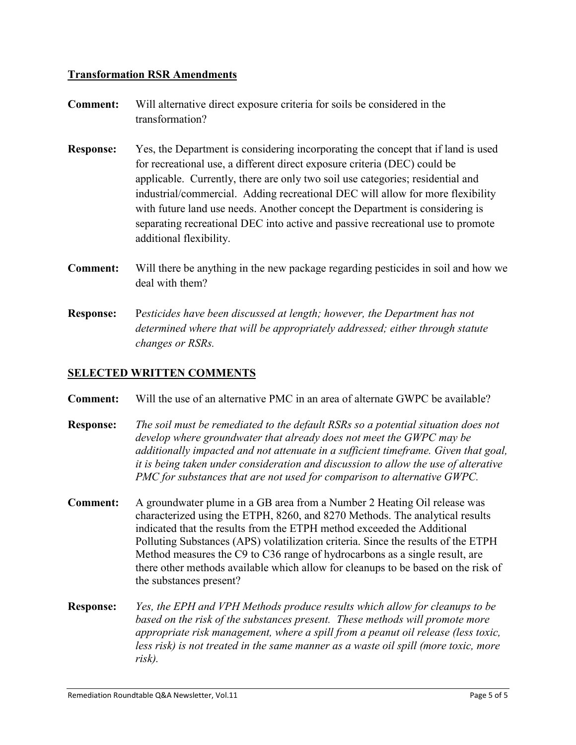## Transformation RSR Amendments

**Comment:** Will alternative direct exposure criteria for soils be considered in the transformation?

**Response:** Yes, the Department is considering incorporating the concept that if land is used for recreational use, a different direct exposure criteria (DEC) could be applicable. Currently, there are only two soil use categories; residential and industrial/commercial. Adding recreational DEC will allow for more flexibility with future land use needs. Another concept the Department is considering is separating recreational DEC into active and passive recreational use to promote additional flexibility.

**Comment:** Will there be anything in the new package regarding pesticides in soil and how we deal with them?

**Response:** P*esticides have been discussed at length; however, the Department has not determined where that will be appropriately addressed; either through statute changes or RSRs.*

## SELECTED WRITTEN COMMENTS

**Comment:** Will the use of an alternative PMC in an area of alternate GWPC be available?

**Response:** *The soil must be remediated to the default RSRs so a potential situation does not develop where groundwater that already does not meet the GWPC may be additionally impacted and not attenuate in a sufficient timeframe. Given that goal, it is being taken under consideration and discussion to allow the use of alterative PMC for substances that are not used for comparison to alternative GWPC.*

**Comment:** A groundwater plume in a GB area from a Number 2 Heating Oil release was characterized using the ETPH, 8260, and 8270 Methods. The analytical results indicated that the results from the ETPH method exceeded the Additional Polluting Substances (APS) volatilization criteria. Since the results of the ETPH Method measures the C9 to C36 range of hydrocarbons as a single result, are there other methods available which allow for cleanups to be based on the risk of the substances present?

**Response:** *Yes, the EPH and VPH Methods produce results which allow for cleanups to be based on the risk of the substances present. These methods will promote more appropriate risk management, where a spill from a peanut oil release (less toxic, less risk) is not treated in the same manner as a waste oil spill (more toxic, more risk).*